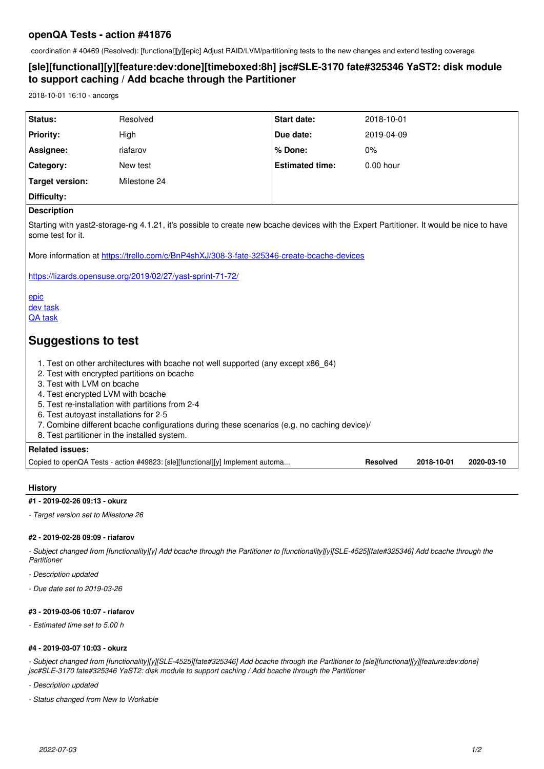## openQA Tests - action #41876

coordination # 40469 (Resolved): [functional][y][epic] Adjust RAID/LVM/partitioning tests to the new changes and extend testing coverage

### [sle][functional][y][feature:dev:done][timeboxed:8h] jsc#SLE-3170 fate#325346 YaST2: disk module to support caching / Add bcache through the Partitioner

2018-10-01 16:10 - ancorgs

| | | | |
|---|---|---|---|
| **Status:** | Resolved | **Start date:** | 2018-10-01 |
| **Priority:** | High | **Due date:** | 2019-04-09 |
| **Assignee:** | riafarov | **% Done:** | 0% |
| **Category:** | New test | **Estimated time:** | 0.00 hour |
| **Target version:** | Milestone 24 | | |
| **Difficulty:** | | | |

**Description**

Starting with yast2-storage-ng 4.1.21, it's possible to create new bcache devices with the Expert Partitioner. It would be nice to have some test for it.

More information at https://trello.com/c/BnP4shXJ/308-3-fate-325346-create-bcache-devices

https://lizards.opensuse.org/2019/02/27/yast-sprint-71-72/

epic
dev task
QA task

## Suggestions to test

1. Test on other architectures with bcache not well supported (any except x86_64)
2. Test with encrypted partitions on bcache
3. Test with LVM on bcache
4. Test encrypted LVM with bcache
5. Test re-installation with partitions from 2-4
6. Test autoyast installations for 2-5
7. Combine different bcache configurations during these scenarios (e.g. no caching device)/
8. Test partitioner in the installed system.

**Related issues:**

| | | | |
|---|---|---|---|
| Copied to openQA Tests - action #49823: [sle][functional][y] Implement automa... | Resolved | 2018-10-01 | 2020-03-10 |

### History

#### #1 - 2019-02-26 09:13 - okurz

*- Target version set to Milestone 26*

#### #2 - 2019-02-28 09:09 - riafarov

*- Subject changed from [functionality][y] Add bcache through the Partitioner to [functionality][y][SLE-4525][fate#325346] Add bcache through the Partitioner*

*- Description updated*

*- Due date set to 2019-03-26*

#### #3 - 2019-03-06 10:07 - riafarov

*- Estimated time set to 5.00 h*

#### #4 - 2019-03-07 10:03 - okurz

*- Subject changed from [functionality][y][SLE-4525][fate#325346] Add bcache through the Partitioner to [sle][functional][y][feature:dev:done] jsc#SLE-3170 fate#325346 YaST2: disk module to support caching / Add bcache through the Partitioner*

*- Description updated*

*- Status changed from New to Workable*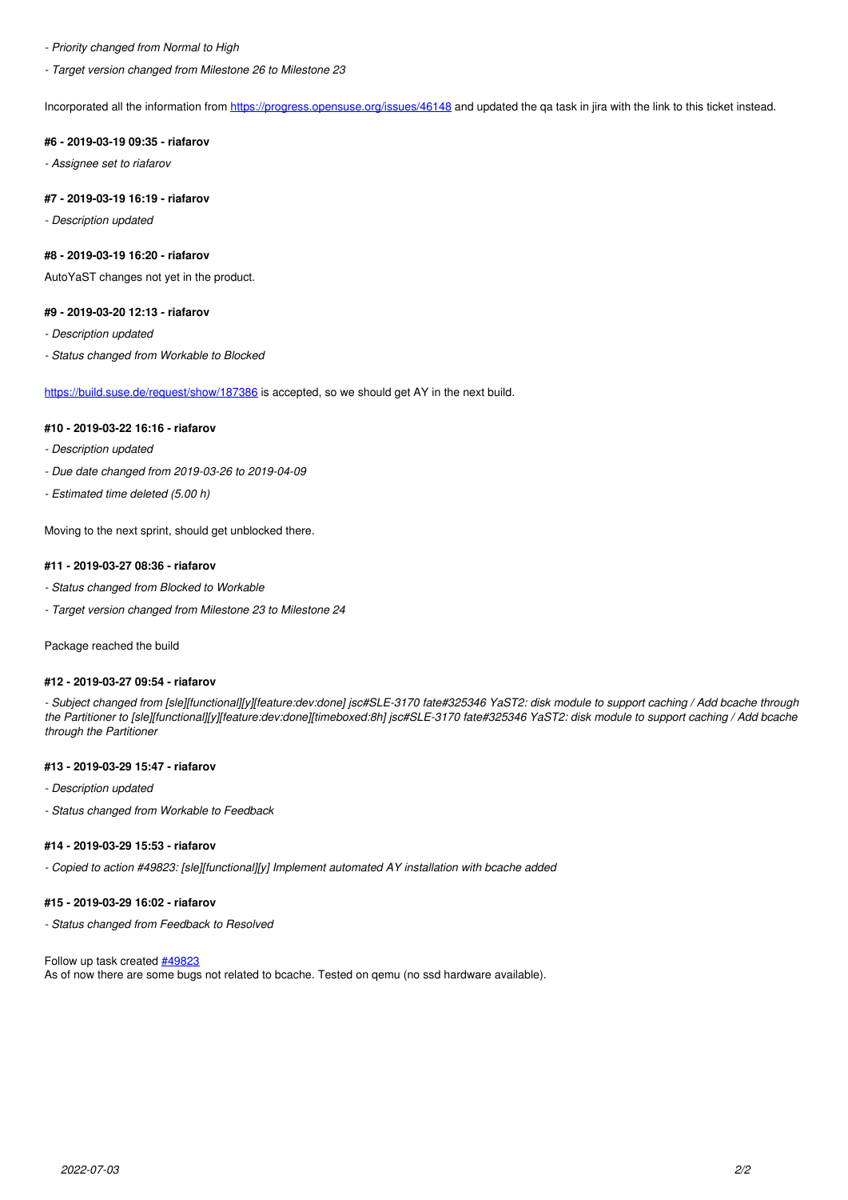*- Priority changed from Normal to High*

*- Target version changed from Milestone 26 to Milestone 23*

Incorporated all the information from https://progress.opensuse.org/issues/46148 and updated the qa task in jira with the link to this ticket instead.

#### #6 - 2019-03-19 09:35 - riafarov

*- Assignee set to riafarov*

#### #7 - 2019-03-19 16:19 - riafarov

*- Description updated*

#### #8 - 2019-03-19 16:20 - riafarov

AutoYaST changes not yet in the product.

#### #9 - 2019-03-20 12:13 - riafarov

*- Description updated*

*- Status changed from Workable to Blocked*

https://build.suse.de/request/show/187386 is accepted, so we should get AY in the next build.

#### #10 - 2019-03-22 16:16 - riafarov

*- Description updated*

*- Due date changed from 2019-03-26 to 2019-04-09*

*- Estimated time deleted (5.00 h)*

Moving to the next sprint, should get unblocked there.

#### #11 - 2019-03-27 08:36 - riafarov

*- Status changed from Blocked to Workable*

*- Target version changed from Milestone 23 to Milestone 24*

Package reached the build

#### #12 - 2019-03-27 09:54 - riafarov

*- Subject changed from [sle][functional][y][feature:dev:done] jsc#SLE-3170 fate#325346 YaST2: disk module to support caching / Add bcache through the Partitioner to [sle][functional][y][feature:dev:done][timeboxed:8h] jsc#SLE-3170 fate#325346 YaST2: disk module to support caching / Add bcache through the Partitioner*

#### #13 - 2019-03-29 15:47 - riafarov

*- Description updated*

*- Status changed from Workable to Feedback*

#### #14 - 2019-03-29 15:53 - riafarov

*- Copied to action #49823: [sle][functional][y] Implement automated AY installation with bcache added*

#### #15 - 2019-03-29 16:02 - riafarov

*- Status changed from Feedback to Resolved*

Follow up task created #49823
As of now there are some bugs not related to bcache. Tested on qemu (no ssd hardware available).